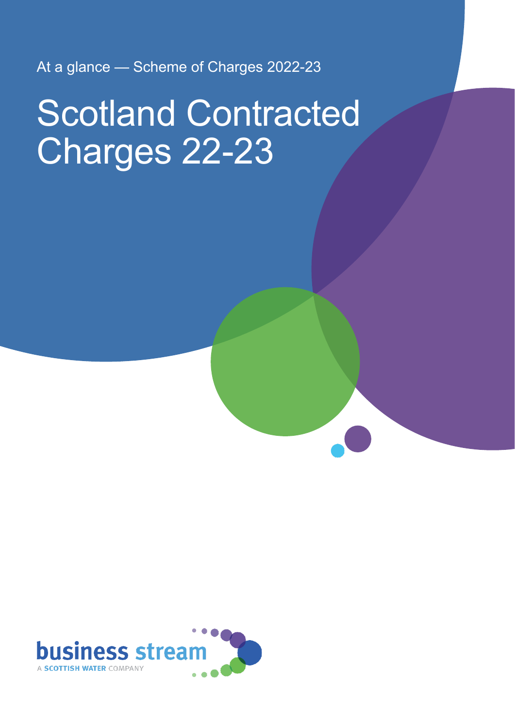At a glance — Scheme of Charges 2022-23

# Scotland Contracted Charges 22-23

business stream
A SCOTTISH WATER COMPANY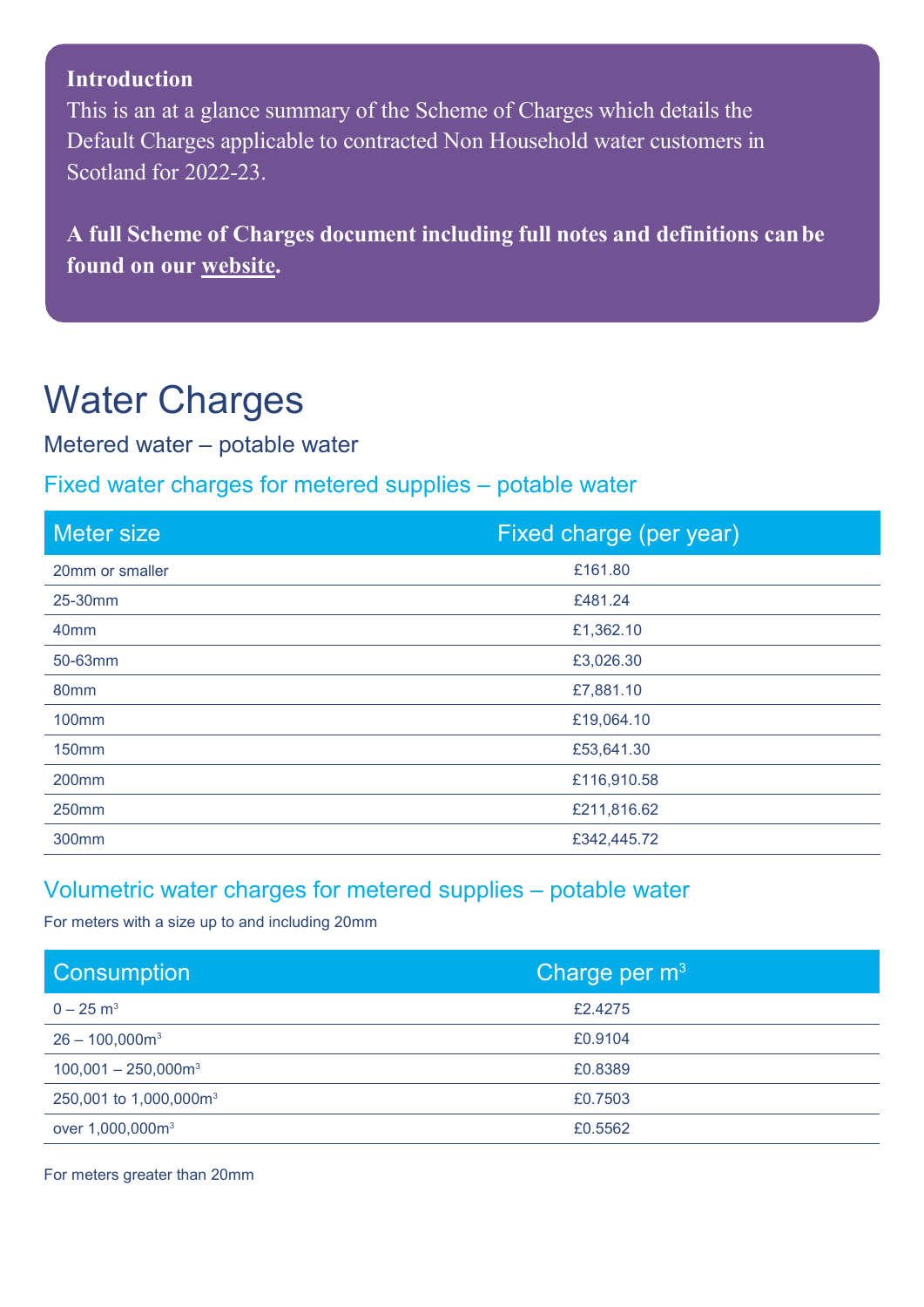**Introduction**

This is an at a glance summary of the Scheme of Charges which details the Default Charges applicable to contracted Non Household water customers in Scotland for 2022-23.

**A full Scheme of Charges document including full notes and definitions can be found on our website.**

# Water Charges

## Metered water – potable water

### Fixed water charges for metered supplies – potable water

| Meter size | Fixed charge (per year) |
|---|---|
| 20mm or smaller | £161.80 |
| 25-30mm | £481.24 |
| 40mm | £1,362.10 |
| 50-63mm | £3,026.30 |
| 80mm | £7,881.10 |
| 100mm | £19,064.10 |
| 150mm | £53,641.30 |
| 200mm | £116,910.58 |
| 250mm | £211,816.62 |
| 300mm | £342,445.72 |

### Volumetric water charges for metered supplies – potable water

For meters with a size up to and including 20mm

| Consumption | Charge per $m^3$ |
|---|---|
| 0 – 25 $m^3$ | £2.4275 |
| 26 – 100,000$m^3$ | £0.9104 |
| 100,001 – 250,000$m^3$ | £0.8389 |
| 250,001 to 1,000,000$m^3$ | £0.7503 |
| over 1,000,000$m^3$ | £0.5562 |

For meters greater than 20mm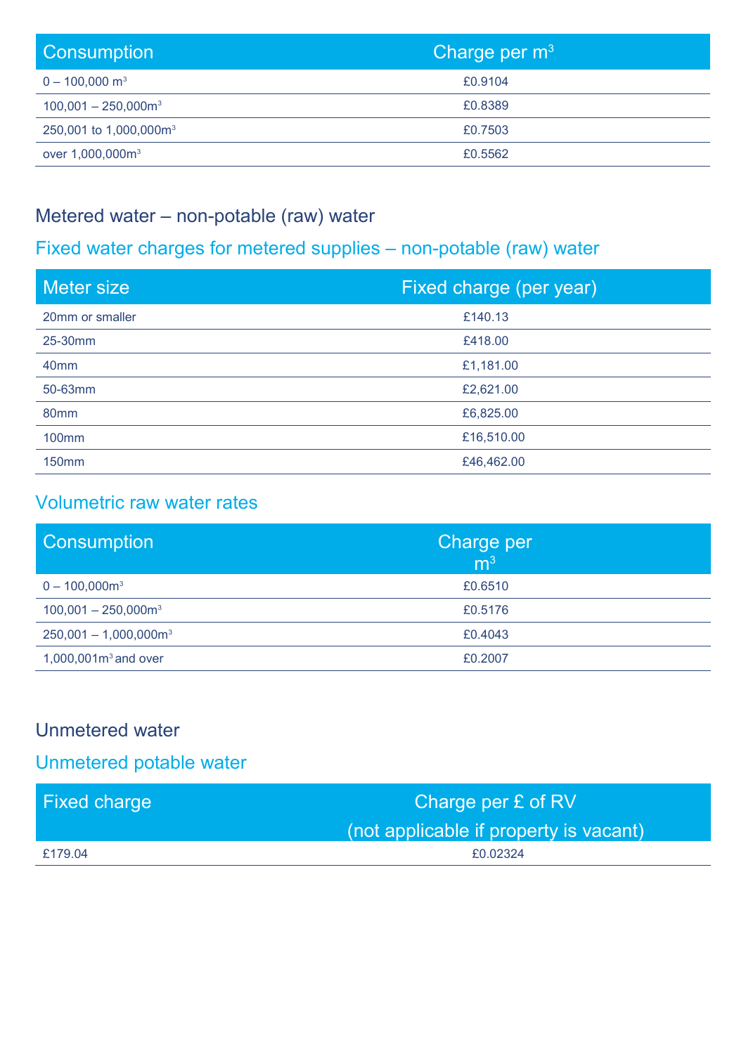| Consumption | Charge per $m^3$ |
| --- | --- |
| 0 – 100,000 $m^3$ | £0.9104 |
| 100,001 – 250,000$m^3$ | £0.8389 |
| 250,001 to 1,000,000$m^3$ | £0.7503 |
| over 1,000,000$m^3$ | £0.5562 |

## Metered water – non-potable (raw) water

### Fixed water charges for metered supplies – non-potable (raw) water

| Meter size | Fixed charge (per year) |
| --- | --- |
| 20mm or smaller | £140.13 |
| 25-30mm | £418.00 |
| 40mm | £1,181.00 |
| 50-63mm | £2,621.00 |
| 80mm | £6,825.00 |
| 100mm | £16,510.00 |
| 150mm | £46,462.00 |

### Volumetric raw water rates

| Consumption | Charge per $m^3$ |
| --- | --- |
| 0 – 100,000$m^3$ | £0.6510 |
| 100,001 – 250,000$m^3$ | £0.5176 |
| 250,001 – 1,000,000$m^3$ | £0.4043 |
| 1,000,001$m^3$ and over | £0.2007 |

## Unmetered water

### Unmetered potable water

| Fixed charge | Charge per £ of RV (not applicable if property is vacant) |
| --- | --- |
| £179.04 | £0.02324 |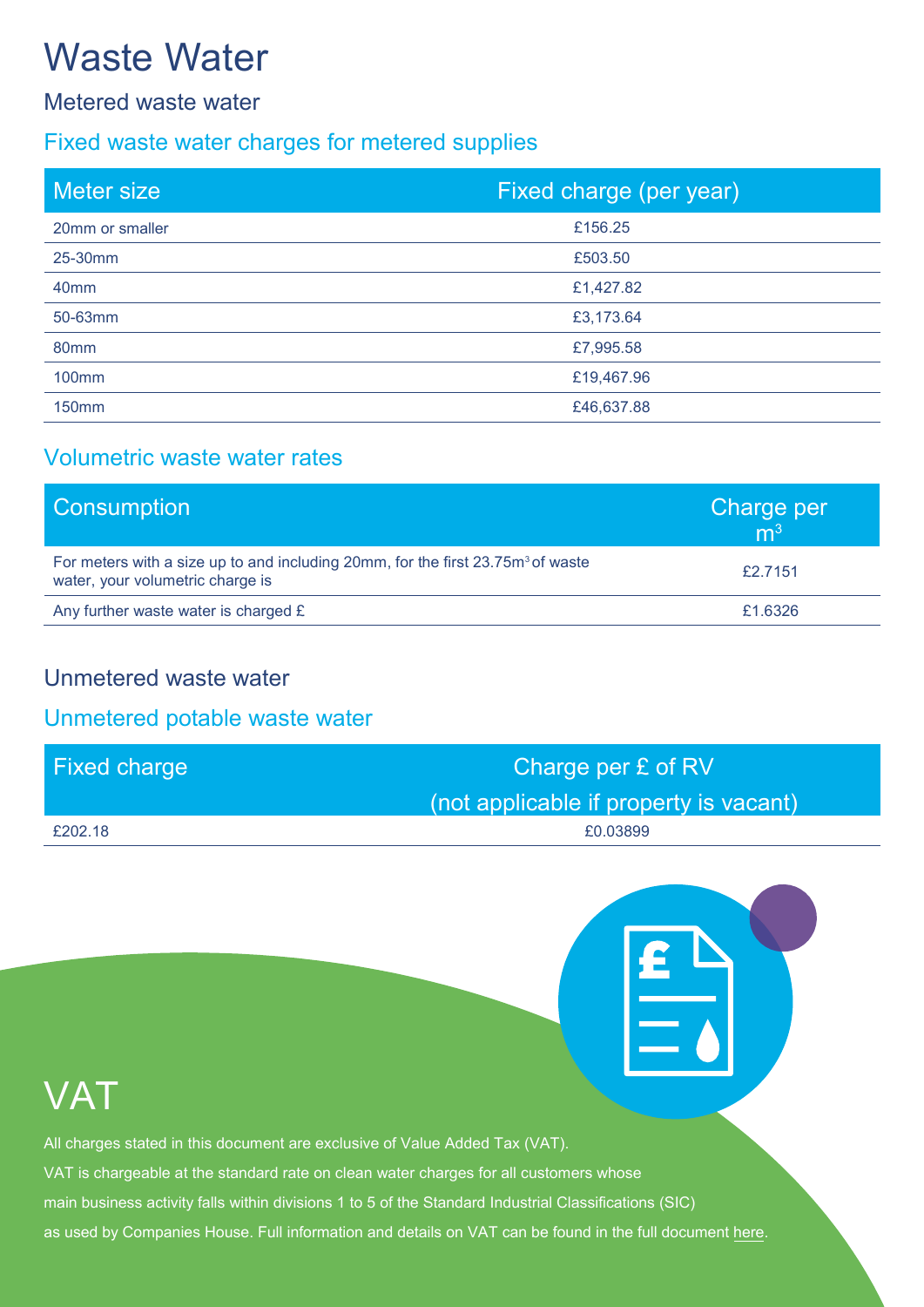# Waste Water

## Metered waste water

### Fixed waste water charges for metered supplies

| Meter size | Fixed charge (per year) |
|---|---|
| 20mm or smaller | £156.25 |
| 25-30mm | £503.50 |
| 40mm | £1,427.82 |
| 50-63mm | £3,173.64 |
| 80mm | £7,995.58 |
| 100mm | £19,467.96 |
| 150mm | £46,637.88 |

### Volumetric waste water rates

| Consumption | Charge per $m^3$ |
|---|---|
| For meters with a size up to and including 20mm, for the first 23.75$m^3$ of waste water, your volumetric charge is | £2.7151 |
| Any further waste water is charged £ | £1.6326 |

## Unmetered waste water

### Unmetered potable waste water

| Fixed charge | Charge per £ of RV (not applicable if property is vacant) |
|---|---|
| £202.18 | £0.03899 |

# VAT

All charges stated in this document are exclusive of Value Added Tax (VAT).

VAT is chargeable at the standard rate on clean water charges for all customers whose main business activity falls within divisions 1 to 5 of the Standard Industrial Classifications (SIC) as used by Companies House. Full information and details on VAT can be found in the full document here.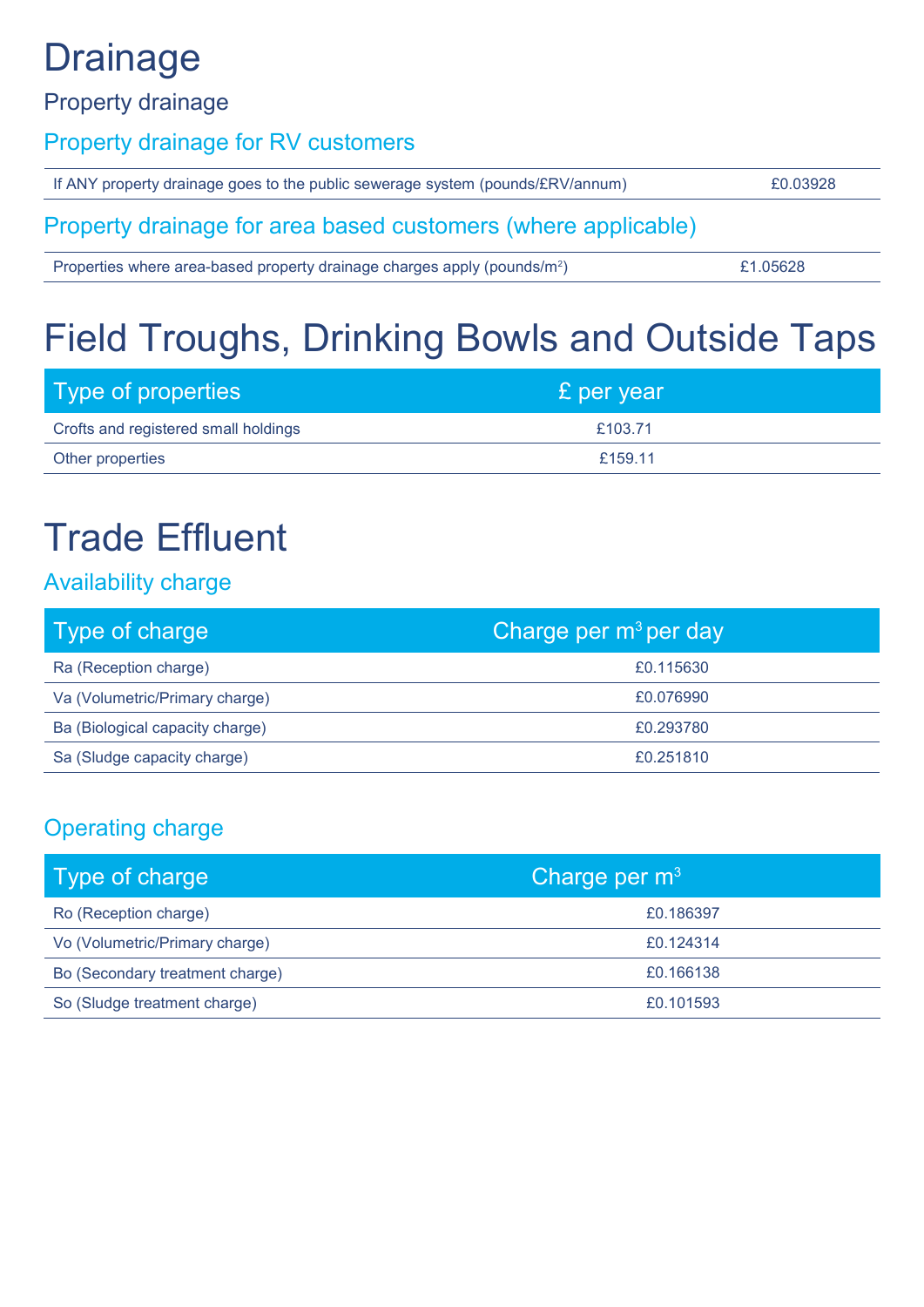# Drainage

## Property drainage

### Property drainage for RV customers

| | |
|---|---|
| If ANY property drainage goes to the public sewerage system (pounds/£RV/annum) | £0.03928 |

### Property drainage for area based customers (where applicable)

| | |
|---|---|
| Properties where area-based property drainage charges apply (pounds/$m^2$) | £1.05628 |

# Field Troughs, Drinking Bowls and Outside Taps

| Type of properties | £ per year |
|---|---|
| Crofts and registered small holdings | £103.71 |
| Other properties | £159.11 |

# Trade Effluent

### Availability charge

| Type of charge | Charge per $m^3$ per day |
|---|---|
| Ra (Reception charge) | £0.115630 |
| Va (Volumetric/Primary charge) | £0.076990 |
| Ba (Biological capacity charge) | £0.293780 |
| Sa (Sludge capacity charge) | £0.251810 |

### Operating charge

| Type of charge | Charge per $m^3$ |
|---|---|
| Ro (Reception charge) | £0.186397 |
| Vo (Volumetric/Primary charge) | £0.124314 |
| Bo (Secondary treatment charge) | £0.166138 |
| So (Sludge treatment charge) | £0.101593 |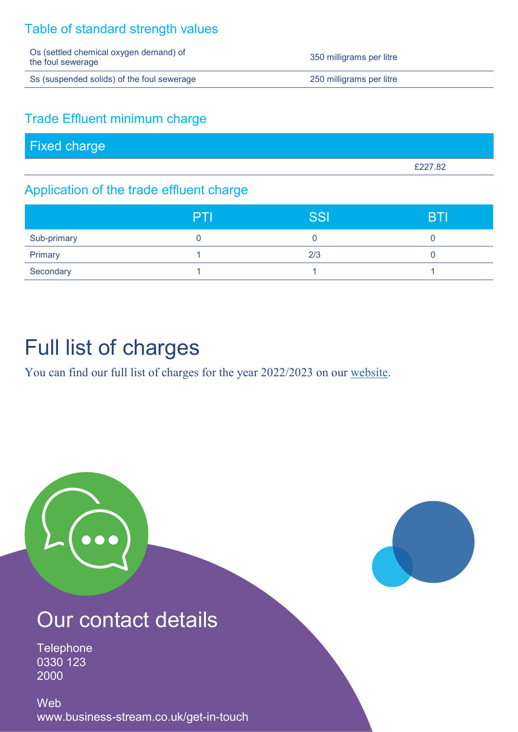## Table of standard strength values

| | |
|---|---|
| Os (settled chemical oxygen demand) of the foul sewerage | 350 milligrams per litre |
| Ss (suspended solids) of the foul sewerage | 250 milligrams per litre |

## Trade Effluent minimum charge

| Fixed charge |
|---|
| £227.82 |

## Application of the trade effluent charge

| | PTI | SSI | BTI |
|---|---|---|---|
| Sub-primary | 0 | 0 | 0 |
| Primary | 1 | 2/3 | 0 |
| Secondary | 1 | 1 | 1 |

# Full list of charges

You can find our full list of charges for the year 2022/2023 on our website.

## Our contact details

Telephone
0330 123
2000

Web
www.business-stream.co.uk/get-in-touch